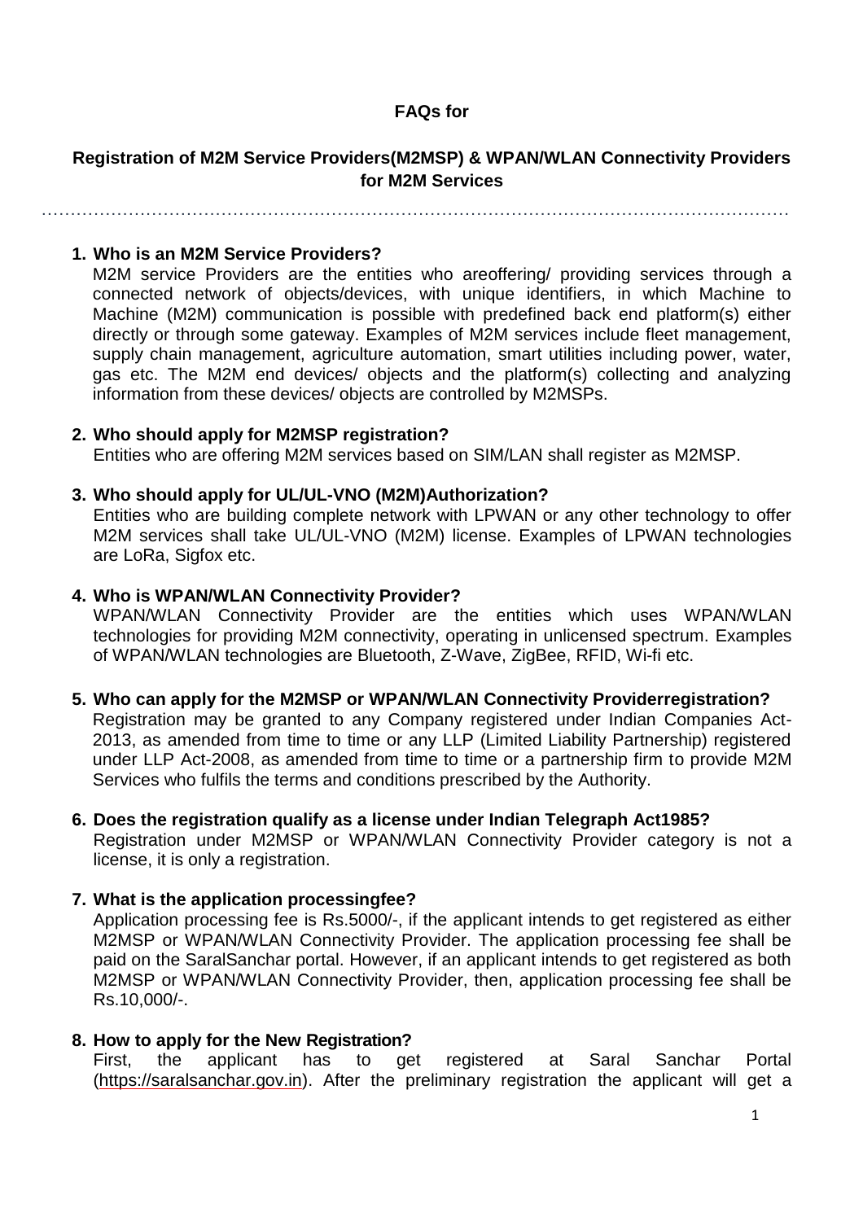**FAQs for**

**Registration of M2M Service Providers(M2MSP) & WPAN/WLAN Connectivity Providers for M2M Services**

---

1. **Who is an M2M Service Providers?**
   M2M service Providers are the entities who areoffering/ providing services through a connected network of objects/devices, with unique identifiers, in which Machine to Machine (M2M) communication is possible with predefined back end platform(s) either directly or through some gateway. Examples of M2M services include fleet management, supply chain management, agriculture automation, smart utilities including power, water, gas etc. The M2M end devices/ objects and the platform(s) collecting and analyzing information from these devices/ objects are controlled by M2MSPs.

2. **Who should apply for M2MSP registration?**
   Entities who are offering M2M services based on SIM/LAN shall register as M2MSP.

3. **Who should apply for UL/UL-VNO (M2M)Authorization?**
   Entities who are building complete network with LPWAN or any other technology to offer M2M services shall take UL/UL-VNO (M2M) license. Examples of LPWAN technologies are LoRa, Sigfox etc.

4. **Who is WPAN/WLAN Connectivity Provider?**
   WPAN/WLAN Connectivity Provider are the entities which uses WPAN/WLAN technologies for providing M2M connectivity, operating in unlicensed spectrum. Examples of WPAN/WLAN technologies are Bluetooth, Z-Wave, ZigBee, RFID, Wi-fi etc.

5. **Who can apply for the M2MSP or WPAN/WLAN Connectivity Providerregistration?**
   Registration may be granted to any Company registered under Indian Companies Act-2013, as amended from time to time or any LLP (Limited Liability Partnership) registered under LLP Act-2008, as amended from time to time or a partnership firm to provide M2M Services who fulfils the terms and conditions prescribed by the Authority.

6. **Does the registration qualify as a license under Indian Telegraph Act1985?**
   Registration under M2MSP or WPAN/WLAN Connectivity Provider category is not a license, it is only a registration.

7. **What is the application processingfee?**
   Application processing fee is Rs.5000/-, if the applicant intends to get registered as either M2MSP or WPAN/WLAN Connectivity Provider. The application processing fee shall be paid on the SaralSanchar portal. However, if an applicant intends to get registered as both M2MSP or WPAN/WLAN Connectivity Provider, then, application processing fee shall be Rs.10,000/-.

8. **How to apply for the New Registration?**
   First, the applicant has to get registered at Saral Sanchar Portal (https://saralsanchar.gov.in). After the preliminary registration the applicant will get a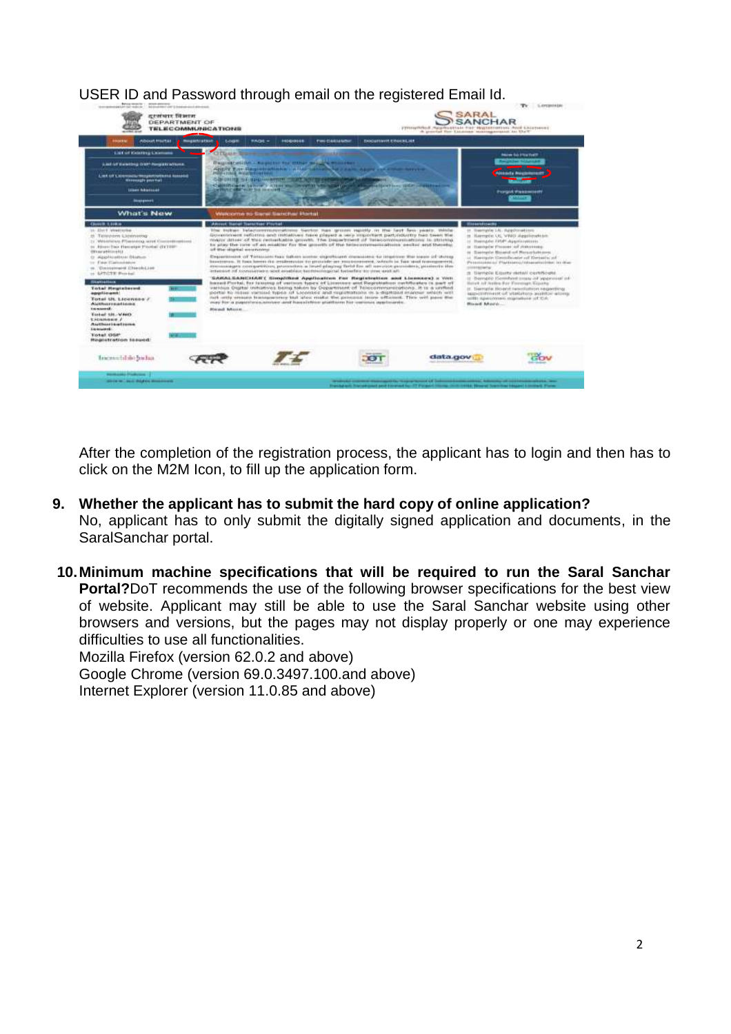USER ID and Password through email on the registered Email Id.

After the completion of the registration process, the applicant has to login and then has to click on the M2M Icon, to fill up the application form.

9. **Whether the applicant has to submit the hard copy of online application?**
   No, applicant has to only submit the digitally signed application and documents, in the SaralSanchar portal.

10. **Minimum machine specifications that will be required to run the Saral Sanchar Portal?** DoT recommends the use of the following browser specifications for the best view of website. Applicant may still be able to use the Saral Sanchar website using other browsers and versions, but the pages may not display properly or one may experience difficulties to use all functionalities.
    Mozilla Firefox (version 62.0.2 and above)
    Google Chrome (version 69.0.3497.100.and above)
    Internet Explorer (version 11.0.85 and above)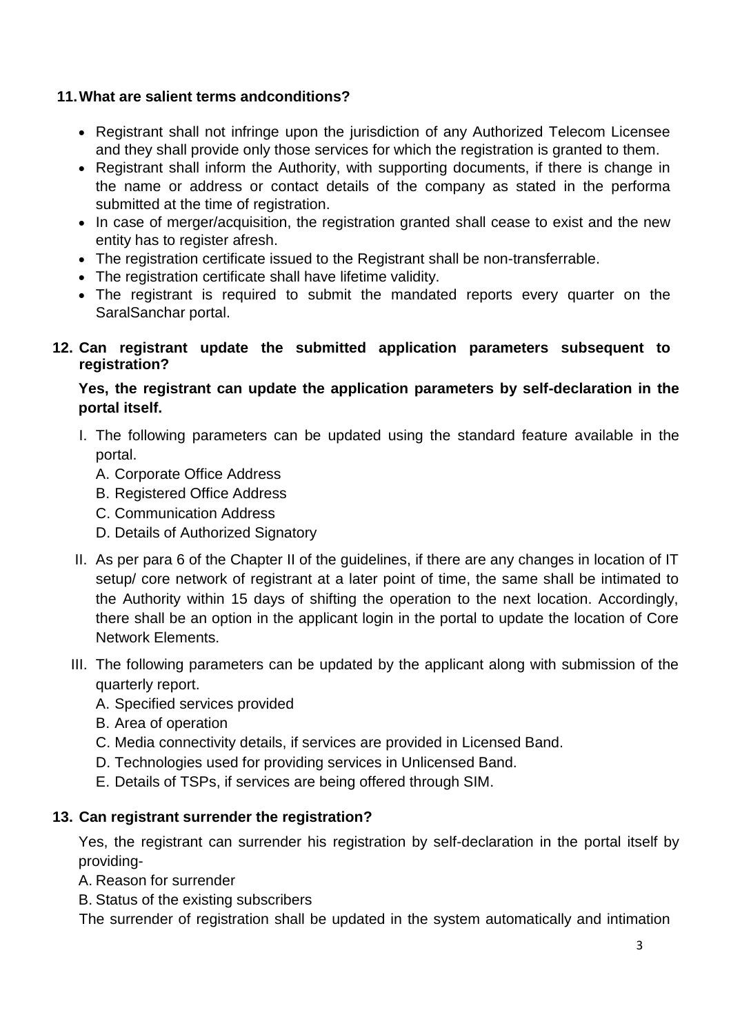**11. What are salient terms andconditions?**

- Registrant shall not infringe upon the jurisdiction of any Authorized Telecom Licensee and they shall provide only those services for which the registration is granted to them.
- Registrant shall inform the Authority, with supporting documents, if there is change in the name or address or contact details of the company as stated in the performa submitted at the time of registration.
- In case of merger/acquisition, the registration granted shall cease to exist and the new entity has to register afresh.
- The registration certificate issued to the Registrant shall be non-transferrable.
- The registration certificate shall have lifetime validity.
- The registrant is required to submit the mandated reports every quarter on the SaralSanchar portal.

**12. Can registrant update the submitted application parameters subsequent to registration?**

**Yes, the registrant can update the application parameters by self-declaration in the portal itself.**

I. The following parameters can be updated using the standard feature available in the portal.
   A. Corporate Office Address
   B. Registered Office Address
   C. Communication Address
   D. Details of Authorized Signatory

II. As per para 6 of the Chapter II of the guidelines, if there are any changes in location of IT setup/ core network of registrant at a later point of time, the same shall be intimated to the Authority within 15 days of shifting the operation to the next location. Accordingly, there shall be an option in the applicant login in the portal to update the location of Core Network Elements.

III. The following parameters can be updated by the applicant along with submission of the quarterly report.
   A. Specified services provided
   B. Area of operation
   C. Media connectivity details, if services are provided in Licensed Band.
   D. Technologies used for providing services in Unlicensed Band.
   E. Details of TSPs, if services are being offered through SIM.

**13. Can registrant surrender the registration?**

Yes, the registrant can surrender his registration by self-declaration in the portal itself by providing-

A. Reason for surrender
B. Status of the existing subscribers

The surrender of registration shall be updated in the system automatically and intimation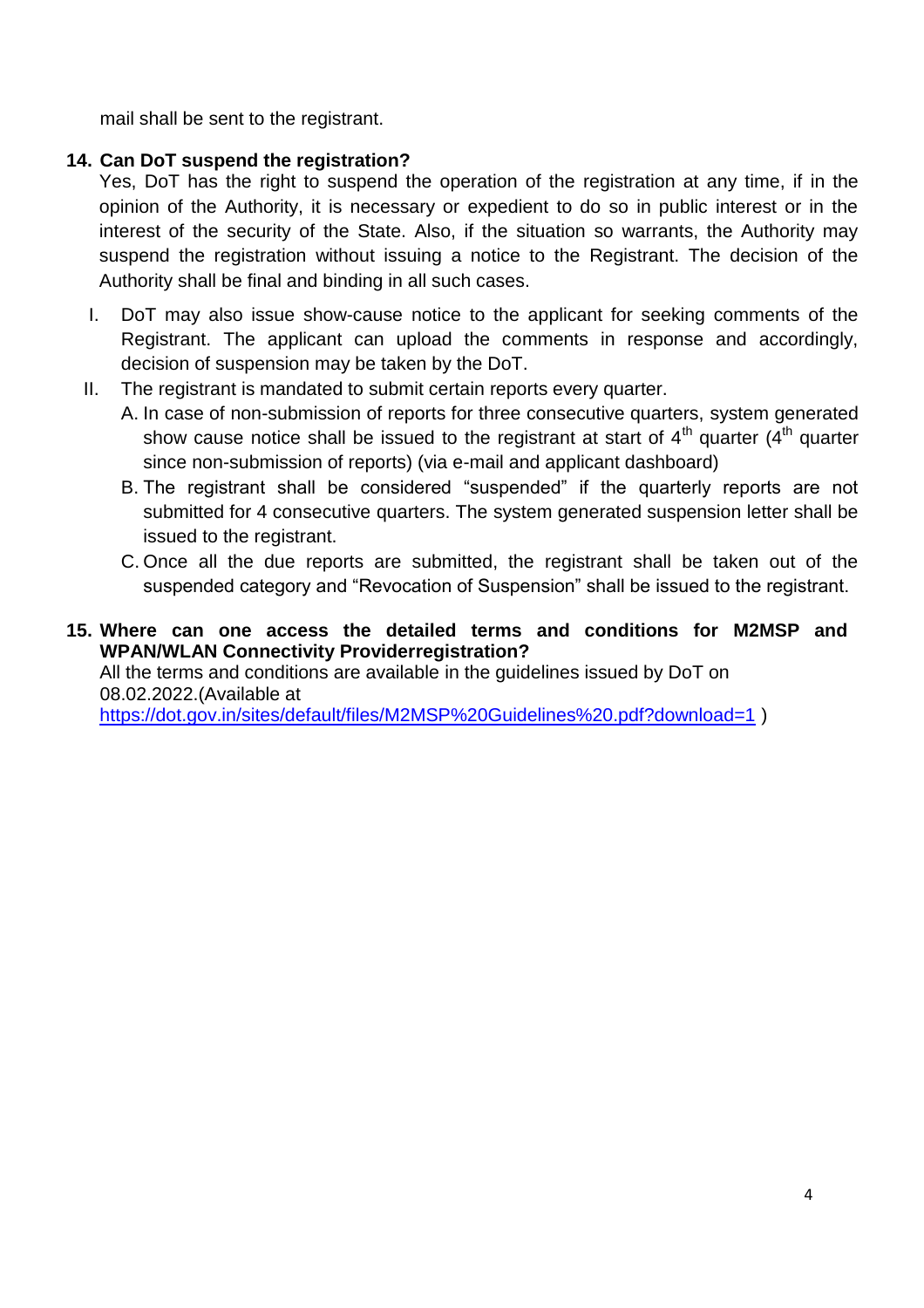mail shall be sent to the registrant.

**14. Can DoT suspend the registration?**

Yes, DoT has the right to suspend the operation of the registration at any time, if in the opinion of the Authority, it is necessary or expedient to do so in public interest or in the interest of the security of the State. Also, if the situation so warrants, the Authority may suspend the registration without issuing a notice to the Registrant. The decision of the Authority shall be final and binding in all such cases.

I. DoT may also issue show-cause notice to the applicant for seeking comments of the Registrant. The applicant can upload the comments in response and accordingly, decision of suspension may be taken by the DoT.

II. The registrant is mandated to submit certain reports every quarter.

   A. In case of non-submission of reports for three consecutive quarters, system generated show cause notice shall be issued to the registrant at start of $4^{th}$ quarter ($4^{th}$ quarter since non-submission of reports) (via e-mail and applicant dashboard)

   B. The registrant shall be considered “suspended” if the quarterly reports are not submitted for 4 consecutive quarters. The system generated suspension letter shall be issued to the registrant.

   C. Once all the due reports are submitted, the registrant shall be taken out of the suspended category and “Revocation of Suspension” shall be issued to the registrant.

**15. Where can one access the detailed terms and conditions for M2MSP and WPAN/WLAN Connectivity Providerregistration?**

All the terms and conditions are available in the guidelines issued by DoT on 08.02.2022.(Available at https://dot.gov.in/sites/default/files/M2MSP%20Guidelines%20.pdf?download=1 )